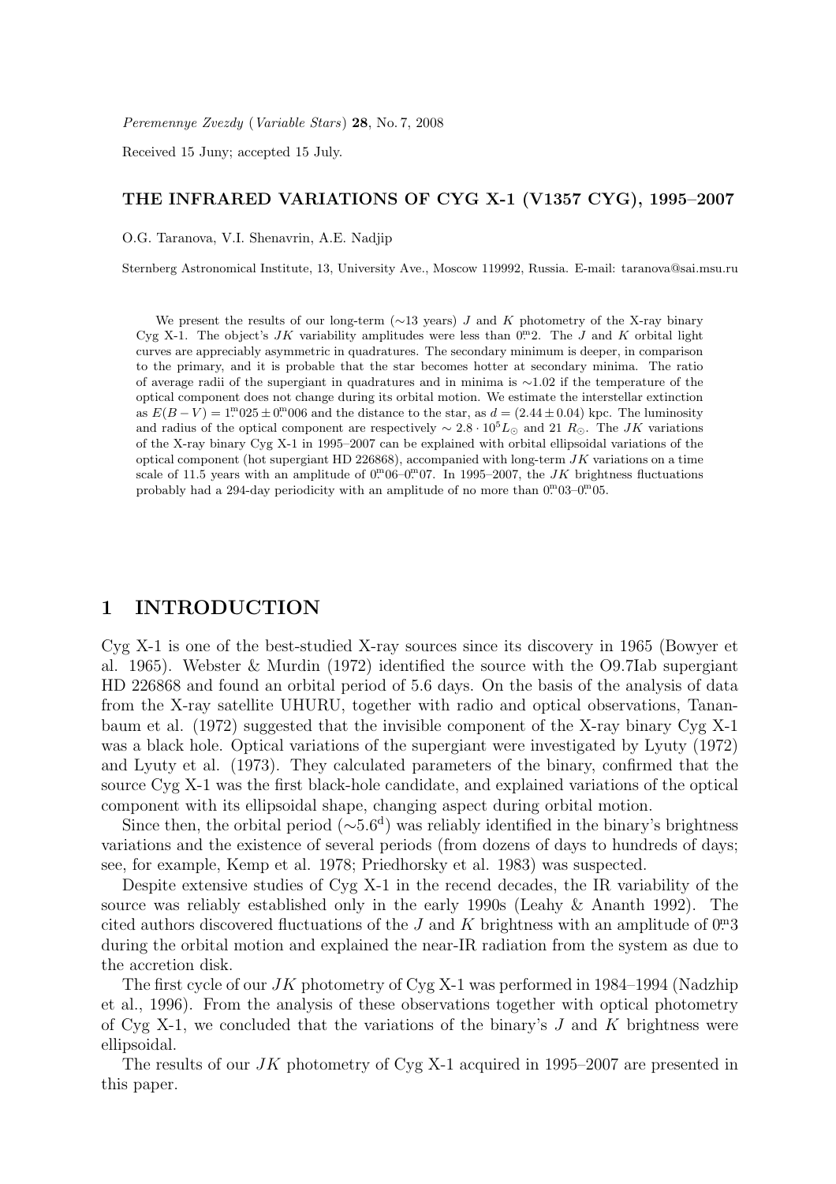*Peremennye Zvezdy* (*Variable Stars*) **28**, No. 7, 2008

Received 15 Juny; accepted 15 July.

# THE INFRARED VARIATIONS OF CYG X-1 (V1357 CYG), 1995–2007

O.G. Taranova, V.I. Shenavrin, A.E. Nadjip

Sternberg Astronomical Institute, 13, University Ave., Moscow 119992, Russia. E-mail: taranova@sai.msu.ru

We present the results of our long-term (∼13 years) $J$ and $K$ photometry of the X-ray binary Cyg X-1. The object's $JK$ variability amplitudes were less than $0^{\rm m}\!.2$. The $J$ and $K$ orbital light curves are appreciably asymmetric in quadratures. The secondary minimum is deeper, in comparison to the primary, and it is probable that the star becomes hotter at secondary minima. The ratio of average radii of the supergiant in quadratures and in minima is ∼1.02 if the temperature of the optical component does not change during its orbital motion. We estimate the interstellar extinction as $E(B-V) = 1^{\rm m}\!.025 \pm 0^{\rm m}\!.006$ and the distance to the star, as $d = (2.44 \pm 0.04)$ kpc. The luminosity and radius of the optical component are respectively $\sim 2.8 \cdot 10^5 L_{\odot}$ and 21 $R_{\odot}$. The $JK$ variations of the X-ray binary Cyg X-1 in 1995–2007 can be explained with orbital ellipsoidal variations of the optical component (hot supergiant HD 226868), accompanied with long-term $JK$ variations on a time scale of 11.5 years with an amplitude of $0^{\rm m}\!.06$–$0^{\rm m}\!.07$. In 1995–2007, the $JK$ brightness fluctuations probably had a 294-day periodicity with an amplitude of no more than $0^{\rm m}\!.03$–$0^{\rm m}\!.05$.

## 1 INTRODUCTION

Cyg X-1 is one of the best-studied X-ray sources since its discovery in 1965 (Bowyer et al. 1965). Webster & Murdin (1972) identified the source with the O9.7Iab supergiant HD 226868 and found an orbital period of 5.6 days. On the basis of the analysis of data from the X-ray satellite UHURU, together with radio and optical observations, Tananbaum et al. (1972) suggested that the invisible component of the X-ray binary Cyg X-1 was a black hole. Optical variations of the supergiant were investigated by Lyuty (1972) and Lyuty et al. (1973). They calculated parameters of the binary, confirmed that the source Cyg X-1 was the first black-hole candidate, and explained variations of the optical component with its ellipsoidal shape, changing aspect during orbital motion.

Since then, the orbital period ($\sim 5.6^{\rm d}$) was reliably identified in the binary's brightness variations and the existence of several periods (from dozens of days to hundreds of days; see, for example, Kemp et al. 1978; Priedhorsky et al. 1983) was suspected.

Despite extensive studies of Cyg X-1 in the recend decades, the IR variability of the source was reliably established only in the early 1990s (Leahy & Ananth 1992). The cited authors discovered fluctuations of the $J$ and $K$ brightness with an amplitude of $0^{\rm m}\!.3$ during the orbital motion and explained the near-IR radiation from the system as due to the accretion disk.

The first cycle of our $JK$ photometry of Cyg X-1 was performed in 1984–1994 (Nadzhip et al., 1996). From the analysis of these observations together with optical photometry of Cyg X-1, we concluded that the variations of the binary's $J$ and $K$ brightness were ellipsoidal.

The results of our $JK$ photometry of Cyg X-1 acquired in 1995–2007 are presented in this paper.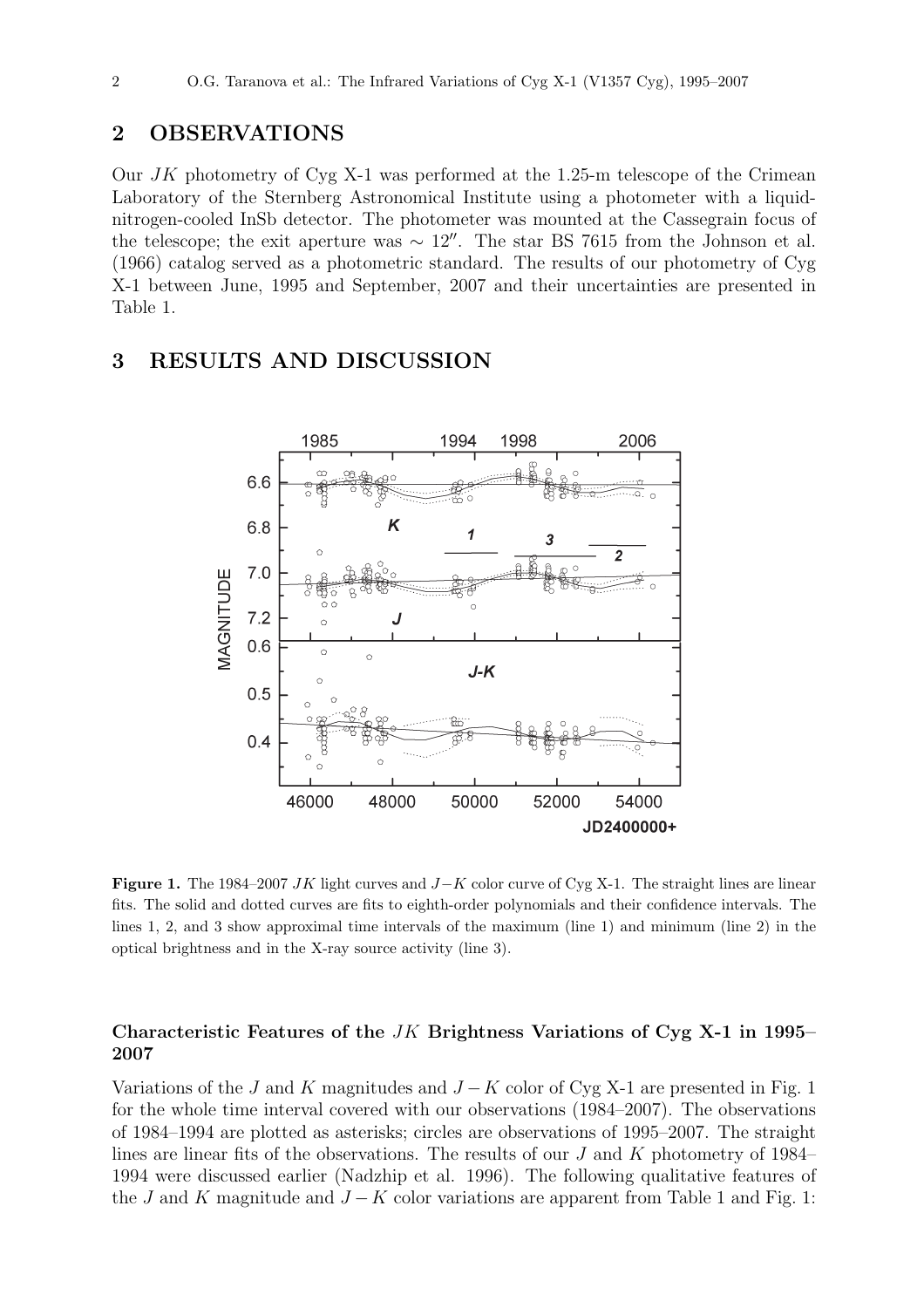## 2 OBSERVATIONS

Our $JK$ photometry of Cyg X-1 was performed at the 1.25-m telescope of the Crimean Laboratory of the Sternberg Astronomical Institute using a photometer with a liquid-nitrogen-cooled InSb detector. The photometer was mounted at the Cassegrain focus of the telescope; the exit aperture was $\sim 12''$. The star BS 7615 from the Johnson et al. (1966) catalog served as a photometric standard. The results of our photometry of Cyg X-1 between June, 1995 and September, 2007 and their uncertainties are presented in Table 1.

## 3 RESULTS AND DISCUSSION

**Figure 1.** The 1984–2007 $JK$ light curves and $J-K$ color curve of Cyg X-1. The straight lines are linear fits. The solid and dotted curves are fits to eighth-order polynomials and their confidence intervals. The lines 1, 2, and 3 show approximal time intervals of the maximum (line 1) and minimum (line 2) in the optical brightness and in the X-ray source activity (line 3).

### Characteristic Features of the $JK$ Brightness Variations of Cyg X-1 in 1995–2007

Variations of the $J$ and $K$ magnitudes and $J-K$ color of Cyg X-1 are presented in Fig. 1 for the whole time interval covered with our observations (1984–2007). The observations of 1984–1994 are plotted as asterisks; circles are observations of 1995–2007. The straight lines are linear fits of the observations. The results of our $J$ and $K$ photometry of 1984–1994 were discussed earlier (Nadzhip et al. 1996). The following qualitative features of the $J$ and $K$ magnitude and $J-K$ color variations are apparent from Table 1 and Fig. 1: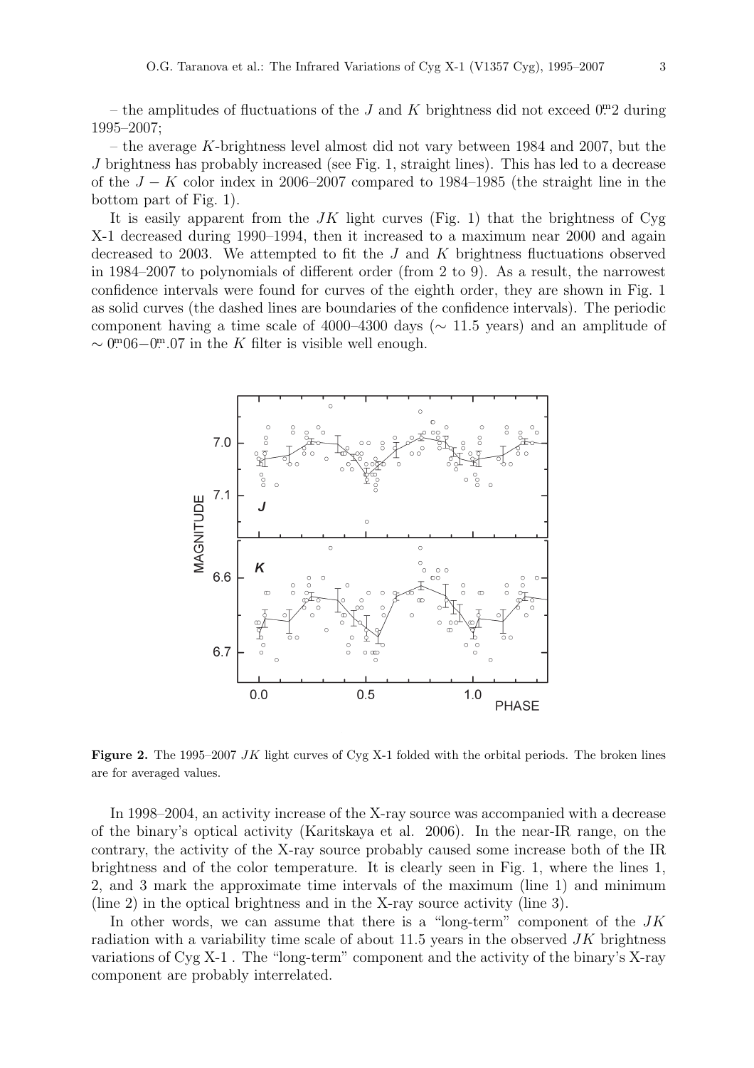– the amplitudes of fluctuations of the $J$ and $K$ brightness did not exceed $0\overset{m}{.}2$ during 1995–2007;

– the average $K$-brightness level almost did not vary between 1984 and 2007, but the $J$ brightness has probably increased (see Fig. 1, straight lines). This has led to a decrease of the $J-K$ color index in 2006–2007 compared to 1984–1985 (the straight line in the bottom part of Fig. 1).

It is easily apparent from the $JK$ light curves (Fig. 1) that the brightness of Cyg X-1 decreased during 1990–1994, then it increased to a maximum near 2000 and again decreased to 2003. We attempted to fit the $J$ and $K$ brightness fluctuations observed in 1984–2007 to polynomials of different order (from 2 to 9). As a result, the narrowest confidence intervals were found for curves of the eighth order, they are shown in Fig. 1 as solid curves (the dashed lines are boundaries of the confidence intervals). The periodic component having a time scale of 4000–4300 days ($\sim$ 11.5 years) and an amplitude of $\sim 0\overset{m}{.}06-0\overset{m}{.}07$ in the $K$ filter is visible well enough.

**Figure 2.** The 1995–2007 $JK$ light curves of Cyg X-1 folded with the orbital periods. The broken lines are for averaged values.

In 1998–2004, an activity increase of the X-ray source was accompanied with a decrease of the binary's optical activity (Karitskaya et al. 2006). In the near-IR range, on the contrary, the activity of the X-ray source probably caused some increase both of the IR brightness and of the color temperature. It is clearly seen in Fig. 1, where the lines 1, 2, and 3 mark the approximate time intervals of the maximum (line 1) and minimum (line 2) in the optical brightness and in the X-ray source activity (line 3).

In other words, we can assume that there is a "long-term" component of the $JK$ radiation with a variability time scale of about 11.5 years in the observed $JK$ brightness variations of Cyg X-1 . The "long-term" component and the activity of the binary's X-ray component are probably interrelated.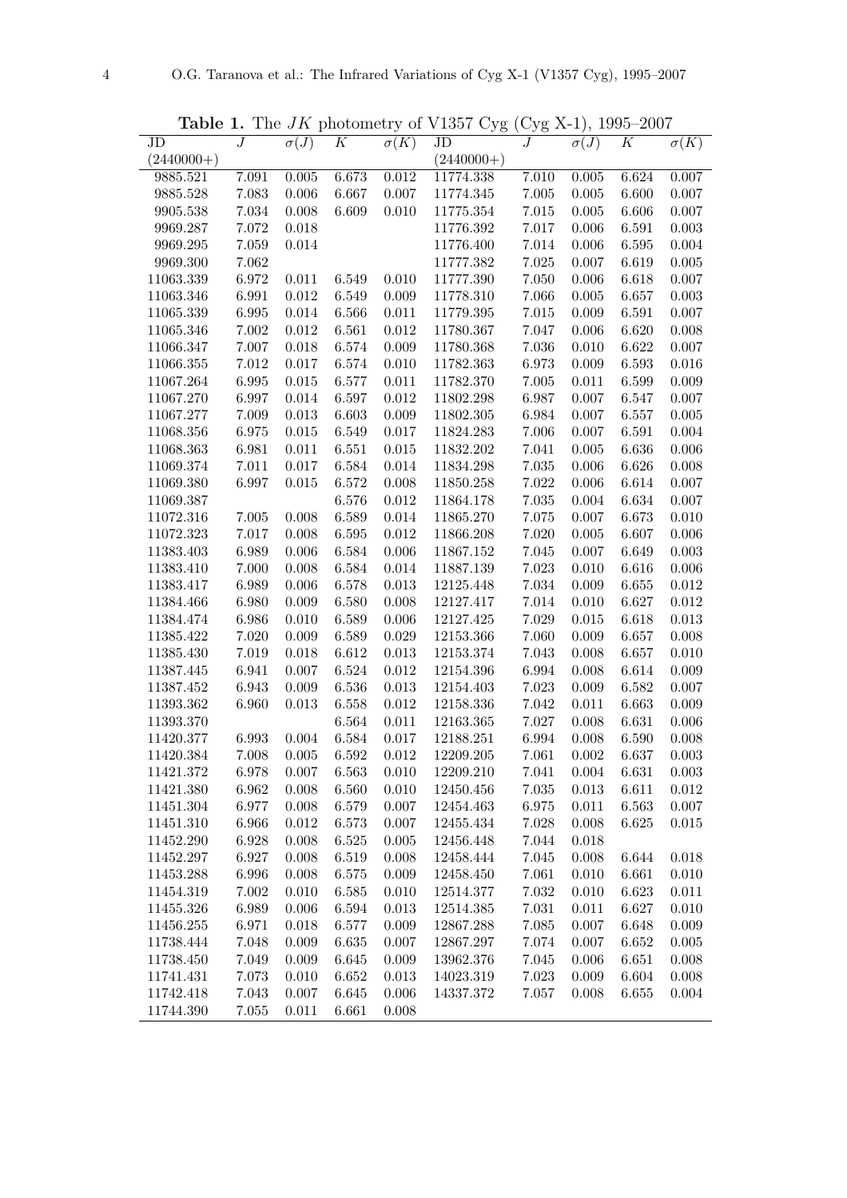**Table 1.** The $JK$ photometry of V1357 Cyg (Cyg X-1), 1995–2007

| JD (2440000+) | $J$ | $\sigma(J)$ | $K$ | $\sigma(K)$ | JD (2440000+) | $J$ | $\sigma(J)$ | $K$ | $\sigma(K)$ |
|---|---|---|---|---|---|---|---|---|---|
| 9885.521 | 7.091 | 0.005 | 6.673 | 0.012 | 11774.338 | 7.010 | 0.005 | 6.624 | 0.007 |
| 9885.528 | 7.083 | 0.006 | 6.667 | 0.007 | 11774.345 | 7.005 | 0.005 | 6.600 | 0.007 |
| 9905.538 | 7.034 | 0.008 | 6.609 | 0.010 | 11775.354 | 7.015 | 0.005 | 6.606 | 0.007 |
| 9969.287 | 7.072 | 0.018 | | | 11776.392 | 7.017 | 0.006 | 6.591 | 0.003 |
| 9969.295 | 7.059 | 0.014 | | | 11776.400 | 7.014 | 0.006 | 6.595 | 0.004 |
| 9969.300 | 7.062 | | | | 11777.382 | 7.025 | 0.007 | 6.619 | 0.005 |
| 11063.339 | 6.972 | 0.011 | 6.549 | 0.010 | 11777.390 | 7.050 | 0.006 | 6.618 | 0.007 |
| 11063.346 | 6.991 | 0.012 | 6.549 | 0.009 | 11778.310 | 7.066 | 0.005 | 6.657 | 0.003 |
| 11065.339 | 6.995 | 0.014 | 6.566 | 0.011 | 11779.395 | 7.015 | 0.009 | 6.591 | 0.007 |
| 11065.346 | 7.002 | 0.012 | 6.561 | 0.012 | 11780.367 | 7.047 | 0.006 | 6.620 | 0.008 |
| 11066.347 | 7.007 | 0.018 | 6.574 | 0.009 | 11780.368 | 7.036 | 0.010 | 6.622 | 0.007 |
| 11066.355 | 7.012 | 0.017 | 6.574 | 0.010 | 11782.363 | 6.973 | 0.009 | 6.593 | 0.016 |
| 11067.264 | 6.995 | 0.015 | 6.577 | 0.011 | 11782.370 | 7.005 | 0.011 | 6.599 | 0.009 |
| 11067.270 | 6.997 | 0.014 | 6.597 | 0.012 | 11802.298 | 6.987 | 0.007 | 6.547 | 0.007 |
| 11067.277 | 7.009 | 0.013 | 6.603 | 0.009 | 11802.305 | 6.984 | 0.007 | 6.557 | 0.005 |
| 11068.356 | 6.975 | 0.015 | 6.549 | 0.017 | 11824.283 | 7.006 | 0.007 | 6.591 | 0.004 |
| 11068.363 | 6.981 | 0.011 | 6.551 | 0.015 | 11832.202 | 7.041 | 0.005 | 6.636 | 0.006 |
| 11069.374 | 7.011 | 0.017 | 6.584 | 0.014 | 11834.298 | 7.035 | 0.006 | 6.626 | 0.008 |
| 11069.380 | 6.997 | 0.015 | 6.572 | 0.008 | 11850.258 | 7.022 | 0.006 | 6.614 | 0.007 |
| 11069.387 | | | 6.576 | 0.012 | 11864.178 | 7.035 | 0.004 | 6.634 | 0.007 |
| 11072.316 | 7.005 | 0.008 | 6.589 | 0.014 | 11865.270 | 7.075 | 0.007 | 6.673 | 0.010 |
| 11072.323 | 7.017 | 0.008 | 6.595 | 0.012 | 11866.208 | 7.020 | 0.005 | 6.607 | 0.006 |
| 11383.403 | 6.989 | 0.006 | 6.584 | 0.006 | 11867.152 | 7.045 | 0.007 | 6.649 | 0.003 |
| 11383.410 | 7.000 | 0.008 | 6.584 | 0.014 | 11887.139 | 7.023 | 0.010 | 6.616 | 0.006 |
| 11383.417 | 6.989 | 0.006 | 6.578 | 0.013 | 12125.448 | 7.034 | 0.009 | 6.655 | 0.012 |
| 11384.466 | 6.980 | 0.009 | 6.580 | 0.008 | 12127.417 | 7.014 | 0.010 | 6.627 | 0.012 |
| 11384.474 | 6.986 | 0.010 | 6.589 | 0.006 | 12127.425 | 7.029 | 0.015 | 6.618 | 0.013 |
| 11385.422 | 7.020 | 0.009 | 6.589 | 0.029 | 12153.366 | 7.060 | 0.009 | 6.657 | 0.008 |
| 11385.430 | 7.019 | 0.018 | 6.612 | 0.013 | 12153.374 | 7.043 | 0.008 | 6.657 | 0.010 |
| 11387.445 | 6.941 | 0.007 | 6.524 | 0.012 | 12154.396 | 6.994 | 0.008 | 6.614 | 0.009 |
| 11387.452 | 6.943 | 0.009 | 6.536 | 0.013 | 12154.403 | 7.023 | 0.009 | 6.582 | 0.007 |
| 11393.362 | 6.960 | 0.013 | 6.558 | 0.012 | 12158.336 | 7.042 | 0.011 | 6.663 | 0.009 |
| 11393.370 | | | 6.564 | 0.011 | 12163.365 | 7.027 | 0.008 | 6.631 | 0.006 |
| 11420.377 | 6.993 | 0.004 | 6.584 | 0.017 | 12188.251 | 6.994 | 0.008 | 6.590 | 0.008 |
| 11420.384 | 7.008 | 0.005 | 6.592 | 0.012 | 12209.205 | 7.061 | 0.002 | 6.637 | 0.003 |
| 11421.372 | 6.978 | 0.007 | 6.563 | 0.010 | 12209.210 | 7.041 | 0.004 | 6.631 | 0.003 |
| 11421.380 | 6.962 | 0.008 | 6.560 | 0.010 | 12450.456 | 7.035 | 0.013 | 6.611 | 0.012 |
| 11451.304 | 6.977 | 0.008 | 6.579 | 0.007 | 12454.463 | 6.975 | 0.011 | 6.563 | 0.007 |
| 11451.310 | 6.966 | 0.012 | 6.573 | 0.007 | 12455.434 | 7.028 | 0.008 | 6.625 | 0.015 |
| 11452.290 | 6.928 | 0.008 | 6.525 | 0.005 | 12456.448 | 7.044 | 0.018 | | |
| 11452.297 | 6.927 | 0.008 | 6.519 | 0.008 | 12458.444 | 7.045 | 0.008 | 6.644 | 0.018 |
| 11453.288 | 6.996 | 0.008 | 6.575 | 0.009 | 12458.450 | 7.061 | 0.010 | 6.661 | 0.010 |
| 11454.319 | 7.002 | 0.010 | 6.585 | 0.010 | 12514.377 | 7.032 | 0.010 | 6.623 | 0.011 |
| 11455.326 | 6.989 | 0.006 | 6.594 | 0.013 | 12514.385 | 7.031 | 0.011 | 6.627 | 0.010 |
| 11456.255 | 6.971 | 0.018 | 6.577 | 0.009 | 12867.288 | 7.085 | 0.007 | 6.648 | 0.009 |
| 11738.444 | 7.048 | 0.009 | 6.635 | 0.007 | 12867.297 | 7.074 | 0.007 | 6.652 | 0.005 |
| 11738.450 | 7.049 | 0.009 | 6.645 | 0.009 | 13962.376 | 7.045 | 0.006 | 6.651 | 0.008 |
| 11741.431 | 7.073 | 0.010 | 6.652 | 0.013 | 14023.319 | 7.023 | 0.009 | 6.604 | 0.008 |
| 11742.418 | 7.043 | 0.007 | 6.645 | 0.006 | 14337.372 | 7.057 | 0.008 | 6.655 | 0.004 |
| 11744.390 | 7.055 | 0.011 | 6.661 | 0.008 | | | | | |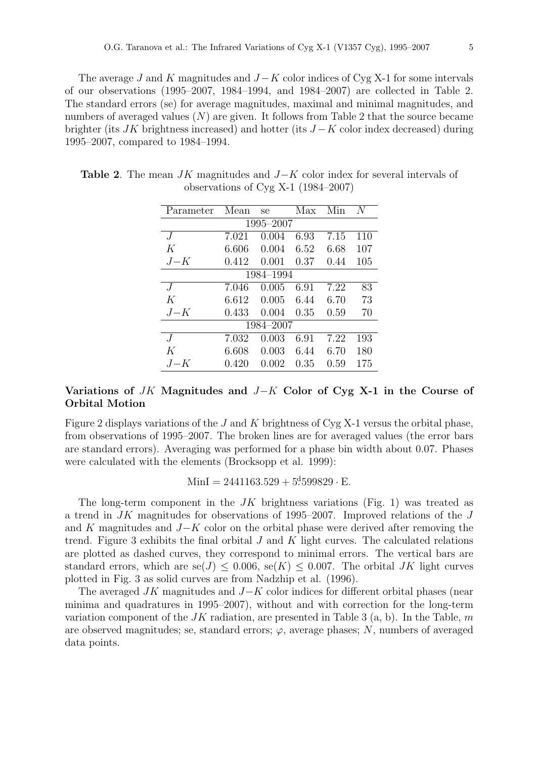The average $J$ and $K$ magnitudes and $J-K$ color indices of Cyg X-1 for some intervals of our observations (1995–2007, 1984–1994, and 1984–2007) are collected in Table 2. The standard errors (se) for average magnitudes, maximal and minimal magnitudes, and numbers of averaged values ($N$) are given. It follows from Table 2 that the source became brighter (its $JK$ brightness increased) and hotter (its $J-K$ color index decreased) during 1995–2007, compared to 1984–1994.

**Table 2**. The mean $JK$ magnitudes and $J-K$ color index for several intervals of observations of Cyg X-1 (1984–2007)

| Parameter | Mean | se | Max | Min | $N$ |
|---|---|---|---|---|---|
| | | 1995–2007 | | | |
| $J$ | 7.021 | 0.004 | 6.93 | 7.15 | 110 |
| $K$ | 6.606 | 0.004 | 6.52 | 6.68 | 107 |
| $J-K$ | 0.412 | 0.001 | 0.37 | 0.44 | 105 |
| | | 1984–1994 | | | |
| $J$ | 7.046 | 0.005 | 6.91 | 7.22 | 83 |
| $K$ | 6.612 | 0.005 | 6.44 | 6.70 | 73 |
| $J-K$ | 0.433 | 0.004 | 0.35 | 0.59 | 70 |
| | | 1984–2007 | | | |
| $J$ | 7.032 | 0.003 | 6.91 | 7.22 | 193 |
| $K$ | 6.608 | 0.003 | 6.44 | 6.70 | 180 |
| $J-K$ | 0.420 | 0.002 | 0.35 | 0.59 | 175 |

### Variations of $JK$ Magnitudes and $J-K$ Color of Cyg X-1 in the Course of Orbital Motion

Figure 2 displays variations of the $J$ and $K$ brightness of Cyg X-1 versus the orbital phase, from observations of 1995–2007. The broken lines are for averaged values (the error bars are standard errors). Averaging was performed for a phase bin width about 0.07. Phases were calculated with the elements (Brocksopp et al. 1999):

$$\mathrm{MinI} = 2441163.529 + 5\overset{\mathrm{d}}{.}599829 \cdot \mathrm{E}.$$

The long-term component in the $JK$ brightness variations (Fig. 1) was treated as a trend in $JK$ magnitudes for observations of 1995–2007. Improved relations of the $J$ and $K$ magnitudes and $J-K$ color on the orbital phase were derived after removing the trend. Figure 3 exhibits the final orbital $J$ and $K$ light curves. The calculated relations are plotted as dashed curves, they correspond to minimal errors. The vertical bars are standard errors, which are $\mathrm{se}(J) \leq 0.006$, $\mathrm{se}(K) \leq 0.007$. The orbital $JK$ light curves plotted in Fig. 3 as solid curves are from Nadzhip et al. (1996).

The averaged $JK$ magnitudes and $J-K$ color indices for different orbital phases (near minima and quadratures in 1995–2007), without and with correction for the long-term variation component of the $JK$ radiation, are presented in Table 3 (a, b). In the Table, $m$ are observed magnitudes; se, standard errors; $\varphi$, average phases; $N$, numbers of averaged data points.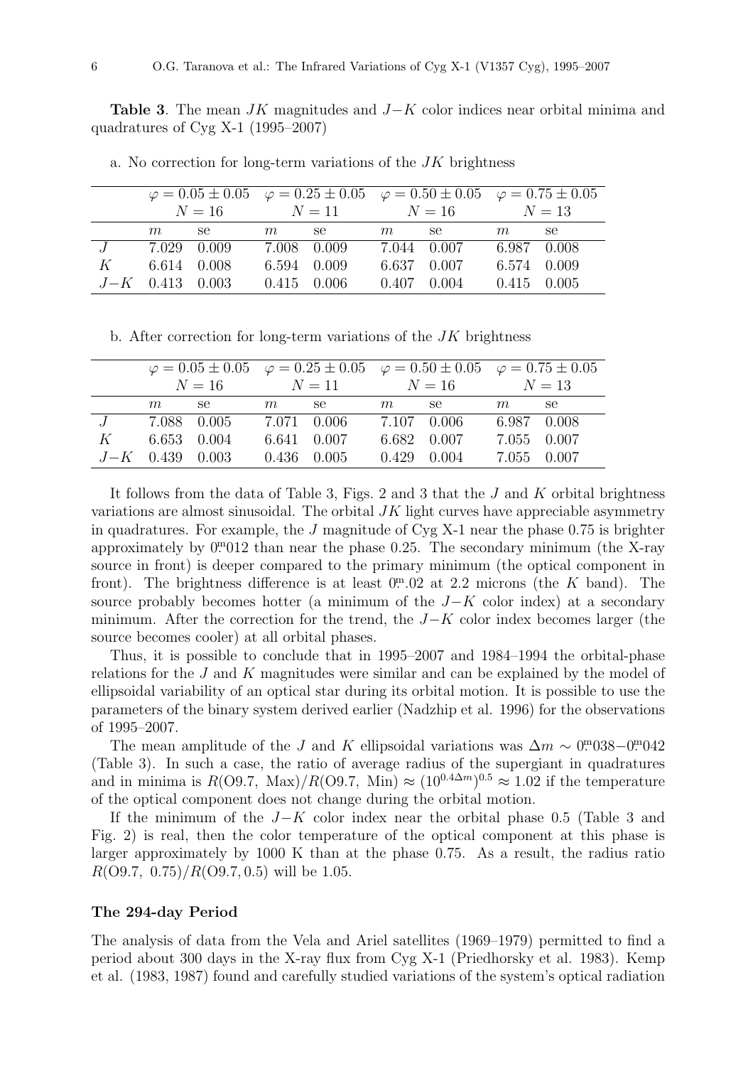**Table 3**. The mean $JK$ magnitudes and $J-K$ color indices near orbital minima and quadratures of Cyg X-1 (1995–2007)

a. No correction for long-term variations of the $JK$ brightness

| | $\varphi = 0.05 \pm 0.05$ $N = 16$ | | $\varphi = 0.25 \pm 0.05$ $N = 11$ | | $\varphi = 0.50 \pm 0.05$ $N = 16$ | | $\varphi = 0.75 \pm 0.05$ $N = 13$ | |
|---|---|---|---|---|---|---|---|---|
| | $m$ | se | $m$ | se | $m$ | se | $m$ | se |
| $J$ | 7.029 | 0.009 | 7.008 | 0.009 | 7.044 | 0.007 | 6.987 | 0.008 |
| $K$ | 6.614 | 0.008 | 6.594 | 0.009 | 6.637 | 0.007 | 6.574 | 0.009 |
| $J-K$ | 0.413 | 0.003 | 0.415 | 0.006 | 0.407 | 0.004 | 0.415 | 0.005 |

b. After correction for long-term variations of the $JK$ brightness

| | $\varphi = 0.05 \pm 0.05$ $N = 16$ | | $\varphi = 0.25 \pm 0.05$ $N = 11$ | | $\varphi = 0.50 \pm 0.05$ $N = 16$ | | $\varphi = 0.75 \pm 0.05$ $N = 13$ | |
|---|---|---|---|---|---|---|---|---|
| | $m$ | se | $m$ | se | $m$ | se | $m$ | se |
| $J$ | 7.088 | 0.005 | 7.071 | 0.006 | 7.107 | 0.006 | 6.987 | 0.008 |
| $K$ | 6.653 | 0.004 | 6.641 | 0.007 | 6.682 | 0.007 | 7.055 | 0.007 |
| $J-K$ | 0.439 | 0.003 | 0.436 | 0.005 | 0.429 | 0.004 | 7.055 | 0.007 |

It follows from the data of Table 3, Figs. 2 and 3 that the $J$ and $K$ orbital brightness variations are almost sinusoidal. The orbital $JK$ light curves have appreciable asymmetry in quadratures. For example, the $J$ magnitude of Cyg X-1 near the phase 0.75 is brighter approximately by $0^{\mathrm{m}}\!.012$ than near the phase 0.25. The secondary minimum (the X-ray source in front) is deeper compared to the primary minimum (the optical component in front). The brightness difference is at least $0^{\mathrm{m}}\!.02$ at 2.2 microns (the $K$ band). The source probably becomes hotter (a minimum of the $J-K$ color index) at a secondary minimum. After the correction for the trend, the $J-K$ color index becomes larger (the source becomes cooler) at all orbital phases.

Thus, it is possible to conclude that in 1995–2007 and 1984–1994 the orbital-phase relations for the $J$ and $K$ magnitudes were similar and can be explained by the model of ellipsoidal variability of an optical star during its orbital motion. It is possible to use the parameters of the binary system derived earlier (Nadzhip et al. 1996) for the observations of 1995–2007.

The mean amplitude of the $J$ and $K$ ellipsoidal variations was $\Delta m \sim 0^{\mathrm{m}}\!.038 - 0^{\mathrm{m}}\!.042$ (Table 3). In such a case, the ratio of average radius of the supergiant in quadratures and in minima is $R(\mathrm{O9.7,\ Max})/R(\mathrm{O9.7,\ Min}) \approx (10^{0.4\Delta m})^{0.5} \approx 1.02$ if the temperature of the optical component does not change during the orbital motion.

If the minimum of the $J-K$ color index near the orbital phase 0.5 (Table 3 and Fig. 2) is real, then the color temperature of the optical component at this phase is larger approximately by 1000 K than at the phase 0.75. As a result, the radius ratio $R(\mathrm{O9.7,\ 0.75})/R(\mathrm{O9.7, 0.5})$ will be 1.05.

### The 294-day Period

The analysis of data from the Vela and Ariel satellites (1969–1979) permitted to find a period about 300 days in the X-ray flux from Cyg X-1 (Priedhorsky et al. 1983). Kemp et al. (1983, 1987) found and carefully studied variations of the system's optical radiation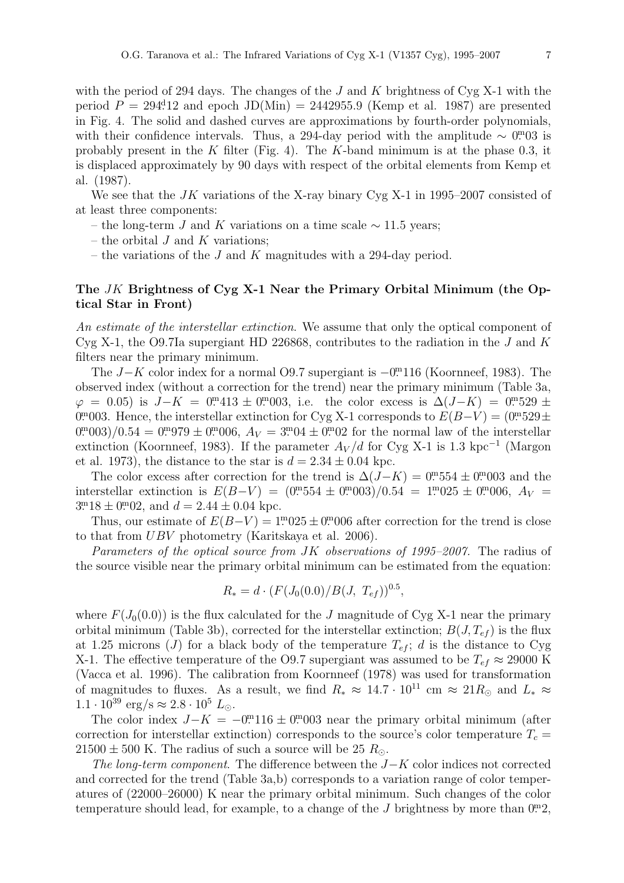with the period of 294 days. The changes of the $J$ and $K$ brightness of Cyg X-1 with the period $P = 294^{d}.12$ and epoch JD(Min) = 2442955.9 (Kemp et al. 1987) are presented in Fig. 4. The solid and dashed curves are approximations by fourth-order polynomials, with their confidence intervals. Thus, a 294-day period with the amplitude $\sim 0^{m}.03$ is probably present in the $K$ filter (Fig. 4). The $K$-band minimum is at the phase 0.3, it is displaced approximately by 90 days with respect of the orbital elements from Kemp et al. (1987).

We see that the $JK$ variations of the X-ray binary Cyg X-1 in 1995–2007 consisted of at least three components:

– the long-term $J$ and $K$ variations on a time scale $\sim 11.5$ years;

– the orbital $J$ and $K$ variations;

– the variations of the $J$ and $K$ magnitudes with a 294-day period.

### The $JK$ Brightness of Cyg X-1 Near the Primary Orbital Minimum (the Optical Star in Front)

*An estimate of the interstellar extinction.* We assume that only the optical component of Cyg X-1, the O9.7Ia supergiant HD 226868, contributes to the radiation in the $J$ and $K$ filters near the primary minimum.

The $J{-}K$ color index for a normal O9.7 supergiant is $-0^{m}.116$ (Koornneef, 1983). The observed index (without a correction for the trend) near the primary minimum (Table 3a, $\varphi = 0.05$) is $J{-}K = 0^{m}.413 \pm 0^{m}.003$, i.e. the color excess is $\Delta(J{-}K) = 0^{m}.529 \pm 0^{m}.003$. Hence, the interstellar extinction for Cyg X-1 corresponds to $E(B{-}V) = (0^{m}.529 \pm 0^{m}.003)/0.54 = 0^{m}.979 \pm 0^{m}.006$, $A_V = 3^{m}.04 \pm 0^{m}.02$ for the normal law of the interstellar extinction (Koornneef, 1983). If the parameter $A_V/d$ for Cyg X-1 is 1.3 kpc$^{-1}$ (Margon et al. 1973), the distance to the star is $d = 2.34 \pm 0.04$ kpc.

The color excess after correction for the trend is $\Delta(J{-}K) = 0^{m}.554 \pm 0^{m}.003$ and the interstellar extinction is $E(B{-}V) = (0^{m}.554 \pm 0^{m}.003)/0.54 = 1^{m}.025 \pm 0^{m}.006$, $A_V = 3^{m}.18 \pm 0^{m}.02$, and $d = 2.44 \pm 0.04$ kpc.

Thus, our estimate of $E(B{-}V) = 1^{m}.025 \pm 0^{m}.006$ after correction for the trend is close to that from $UBV$ photometry (Karitskaya et al. 2006).

*Parameters of the optical source from JK observations of 1995–2007.* The radius of the source visible near the primary orbital minimum can be estimated from the equation:

$$R_* = d \cdot (F(J_0(0.0)/B(J,\ T_{ef}))^{0.5},$$

where $F(J_0(0.0))$ is the flux calculated for the $J$ magnitude of Cyg X-1 near the primary orbital minimum (Table 3b), corrected for the interstellar extinction; $B(J, T_{ef})$ is the flux at 1.25 microns ($J$) for a black body of the temperature $T_{ef}$; $d$ is the distance to Cyg X-1. The effective temperature of the O9.7 supergiant was assumed to be $T_{ef} \approx 29000$ K (Vacca et al. 1996). The calibration from Koornneef (1978) was used for transformation of magnitudes to fluxes. As a result, we find $R_* \approx 14.7 \cdot 10^{11}$ cm $\approx 21 R_{\odot}$ and $L_* \approx 1.1 \cdot 10^{39}$ erg/s $\approx 2.8 \cdot 10^{5}\ L_{\odot}$.

The color index $J{-}K = -0^{m}.116 \pm 0^{m}.003$ near the primary orbital minimum (after correction for interstellar extinction) corresponds to the source's color temperature $T_c = 21500 \pm 500$ K. The radius of such a source will be 25 $R_{\odot}$.

*The long-term component.* The difference between the $J{-}K$ color indices not corrected and corrected for the trend (Table 3a,b) corresponds to a variation range of color temperatures of (22000–26000) K near the primary orbital minimum. Such changes of the color temperature should lead, for example, to a change of the $J$ brightness by more than $0^{m}.2$,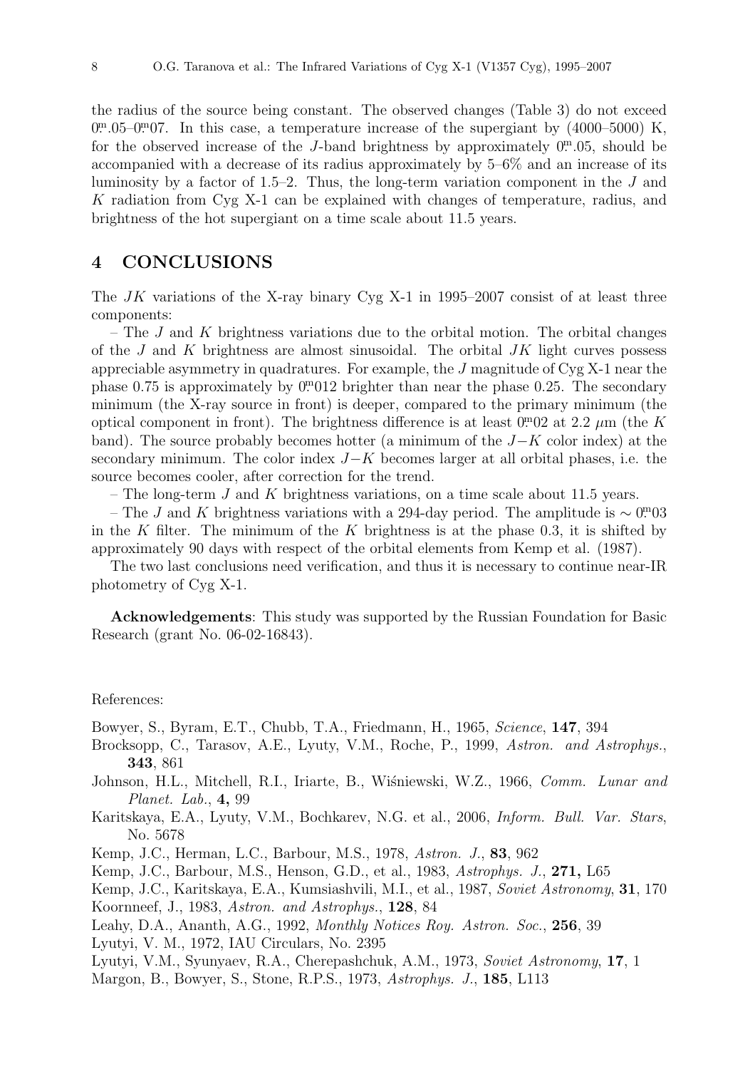the radius of the source being constant. The observed changes (Table 3) do not exceed $0^{m}.05$–$0^{m}.07$. In this case, a temperature increase of the supergiant by (4000–5000) K, for the observed increase of the *J*-band brightness by approximately $0^{m}.05$, should be accompanied with a decrease of its radius approximately by 5–6% and an increase of its luminosity by a factor of 1.5–2. Thus, the long-term variation component in the *J* and *K* radiation from Cyg X-1 can be explained with changes of temperature, radius, and brightness of the hot supergiant on a time scale about 11.5 years.

## 4 CONCLUSIONS

The *JK* variations of the X-ray binary Cyg X-1 in 1995–2007 consist of at least three components:

– The *J* and *K* brightness variations due to the orbital motion. The orbital changes of the *J* and *K* brightness are almost sinusoidal. The orbital *JK* light curves possess appreciable asymmetry in quadratures. For example, the *J* magnitude of Cyg X-1 near the phase 0.75 is approximately by $0^{m}.012$ brighter than near the phase 0.25. The secondary minimum (the X-ray source in front) is deeper, compared to the primary minimum (the optical component in front). The brightness difference is at least $0^{m}.02$ at 2.2 $\mu$m (the *K* band). The source probably becomes hotter (a minimum of the $J-K$ color index) at the secondary minimum. The color index $J-K$ becomes larger at all orbital phases, i.e. the source becomes cooler, after correction for the trend.

– The long-term *J* and *K* brightness variations, on a time scale about 11.5 years.

– The *J* and *K* brightness variations with a 294-day period. The amplitude is $\sim 0^{m}.03$ in the *K* filter. The minimum of the *K* brightness is at the phase 0.3, it is shifted by approximately 90 days with respect of the orbital elements from Kemp et al. (1987).

The two last conclusions need verification, and thus it is necessary to continue near-IR photometry of Cyg X-1.

**Acknowledgements**: This study was supported by the Russian Foundation for Basic Research (grant No. 06-02-16843).

References:

Bowyer, S., Byram, E.T., Chubb, T.A., Friedmann, H., 1965, *Science*, **147**, 394

Brocksopp, C., Tarasov, A.E., Lyuty, V.M., Roche, P., 1999, *Astron. and Astrophys.*, **343**, 861

Johnson, H.L., Mitchell, R.I., Iriarte, B., Wiśniewski, W.Z., 1966, *Comm. Lunar and Planet. Lab.*, **4,** 99

Karitskaya, E.A., Lyuty, V.M., Bochkarev, N.G. et al., 2006, *Inform. Bull. Var. Stars*, No. 5678

Kemp, J.C., Herman, L.C., Barbour, M.S., 1978, *Astron. J.*, **83**, 962

Kemp, J.C., Barbour, M.S., Henson, G.D., et al., 1983, *Astrophys. J.*, **271,** L65

Kemp, J.C., Karitskaya, E.A., Kumsiashvili, M.I., et al., 1987, *Soviet Astronomy*, **31**, 170

Koornneef, J., 1983, *Astron. and Astrophys.*, **128**, 84

Leahy, D.A., Ananth, A.G., 1992, *Monthly Notices Roy. Astron. Soc.*, **256**, 39

Lyutyi, V. M., 1972, IAU Circulars, No. 2395

Lyutyi, V.M., Syunyaev, R.A., Cherepashchuk, A.M., 1973, *Soviet Astronomy*, **17**, 1

Margon, B., Bowyer, S., Stone, R.P.S., 1973, *Astrophys. J.*, **185**, L113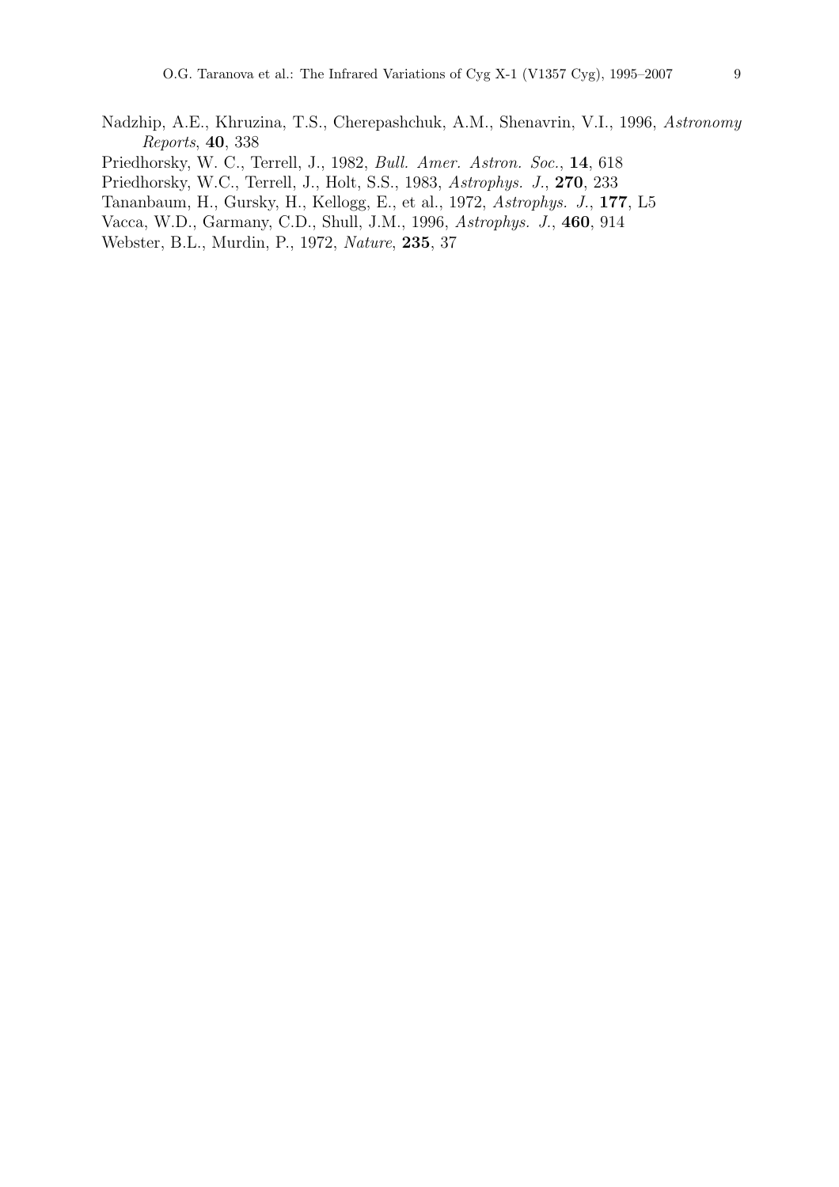Nadzhip, A.E., Khruzina, T.S., Cherepashchuk, A.M., Shenavrin, V.I., 1996, *Astronomy Reports*, **40**, 338

Priedhorsky, W. C., Terrell, J., 1982, *Bull. Amer. Astron. Soc.*, **14**, 618

Priedhorsky, W.C., Terrell, J., Holt, S.S., 1983, *Astrophys. J.*, **270**, 233

Tananbaum, H., Gursky, H., Kellogg, E., et al., 1972, *Astrophys. J.*, **177**, L5

Vacca, W.D., Garmany, C.D., Shull, J.M., 1996, *Astrophys. J.*, **460**, 914

Webster, B.L., Murdin, P., 1972, *Nature*, **235**, 37